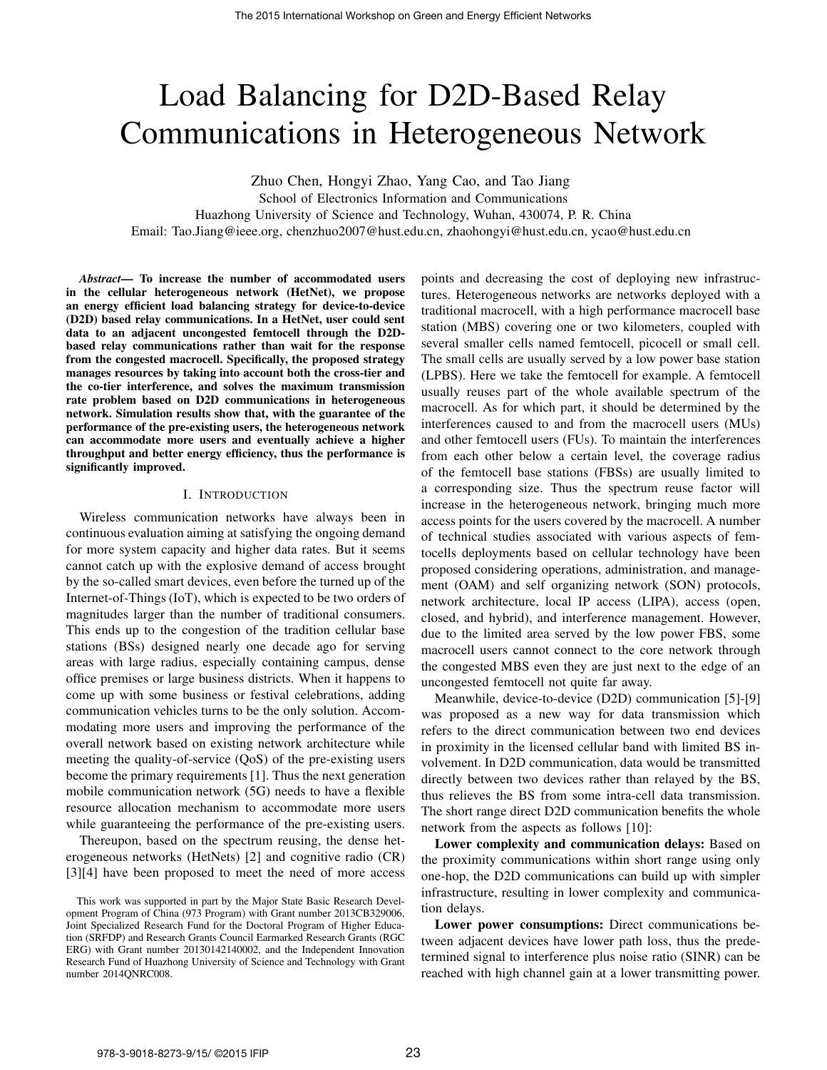# Load Balancing for D2D-Based Relay Communications in Heterogeneous Network

Zhuo Chen, Hongyi Zhao, Yang Cao, and Tao Jiang

School of Electronics Information and Communications

Huazhong University of Science and Technology, Wuhan, 430074, P. R. China

Email: Tao.Jiang@ieee.org, chenzhuo2007@hust.edu.cn, zhaohongyi@hust.edu.cn, ycao@hust.edu.cn

***Abstract*— To increase the number of accommodated users in the cellular heterogeneous network (HetNet), we propose an energy efficient load balancing strategy for device-to-device (D2D) based relay communications. In a HetNet, user could sent data to an adjacent uncongested femtocell through the D2D-based relay communications rather than wait for the response from the congested macrocell. Specifically, the proposed strategy manages resources by taking into account both the cross-tier and the co-tier interference, and solves the maximum transmission rate problem based on D2D communications in heterogeneous network. Simulation results show that, with the guarantee of the performance of the pre-existing users, the heterogeneous network can accommodate more users and eventually achieve a higher throughput and better energy efficiency, thus the performance is significantly improved.**

## I. Introduction

Wireless communication networks have always been in continuous evaluation aiming at satisfying the ongoing demand for more system capacity and higher data rates. But it seems cannot catch up with the explosive demand of access brought by the so-called smart devices, even before the turned up of the Internet-of-Things (IoT), which is expected to be two orders of magnitudes larger than the number of traditional consumers. This ends up to the congestion of the tradition cellular base stations (BSs) designed nearly one decade ago for serving areas with large radius, especially containing campus, dense office premises or large business districts. When it happens to come up with some business or festival celebrations, adding communication vehicles turns to be the only solution. Accommodating more users and improving the performance of the overall network based on existing network architecture while meeting the quality-of-service (QoS) of the pre-existing users become the primary requirements [1]. Thus the next generation mobile communication network (5G) needs to have a flexible resource allocation mechanism to accommodate more users while guaranteeing the performance of the pre-existing users.

Thereupon, based on the spectrum reusing, the dense heterogeneous networks (HetNets) [2] and cognitive radio (CR) [3][4] have been proposed to meet the need of more access points and decreasing the cost of deploying new infrastructures. Heterogeneous networks are networks deployed with a traditional macrocell, with a high performance macrocell base station (MBS) covering one or two kilometers, coupled with several smaller cells named femtocell, picocell or small cell. The small cells are usually served by a low power base station (LPBS). Here we take the femtocell for example. A femtocell usually reuses part of the whole available spectrum of the macrocell. As for which part, it should be determined by the interferences caused to and from the macrocell users (MUs) and other femtocell users (FUs). To maintain the interferences from each other below a certain level, the coverage radius of the femtocell base stations (FBSs) are usually limited to a corresponding size. Thus the spectrum reuse factor will increase in the heterogeneous network, bringing much more access points for the users covered by the macrocell. A number of technical studies associated with various aspects of femtocells deployments based on cellular technology have been proposed considering operations, administration, and management (OAM) and self organizing network (SON) protocols, network architecture, local IP access (LIPA), access (open, closed, and hybrid), and interference management. However, due to the limited area served by the low power FBS, some macrocell users cannot connect to the core network through the congested MBS even they are just next to the edge of an uncongested femtocell not quite far away.

Meanwhile, device-to-device (D2D) communication [5]-[9] was proposed as a new way for data transmission which refers to the direct communication between two end devices in proximity in the licensed cellular band with limited BS involvement. In D2D communication, data would be transmitted directly between two devices rather than relayed by the BS, thus relieves the BS from some intra-cell data transmission. The short range direct D2D communication benefits the whole network from the aspects as follows [10]:

**Lower complexity and communication delays:** Based on the proximity communications within short range using only one-hop, the D2D communications can build up with simpler infrastructure, resulting in lower complexity and communication delays.

**Lower power consumptions:** Direct communications between adjacent devices have lower path loss, thus the predetermined signal to interference plus noise ratio (SINR) can be reached with high channel gain at a lower transmitting power.

This work was supported in part by the Major State Basic Research Development Program of China (973 Program) with Grant number 2013CB329006, Joint Specialized Research Fund for the Doctoral Program of Higher Education (SRFDP) and Research Grants Council Earmarked Research Grants (RGC ERG) with Grant number 20130142140002, and the Independent Innovation Research Fund of Huazhong University of Science and Technology with Grant number 2014QNRC008.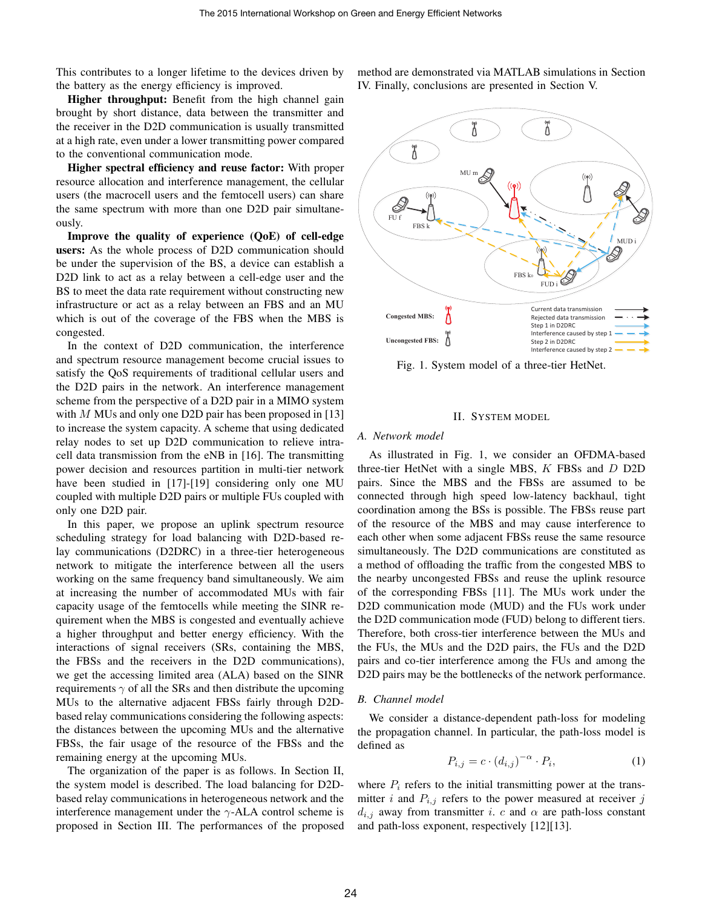This contributes to a longer lifetime to the devices driven by the battery as the energy efficiency is improved.

**Higher throughput:** Benefit from the high channel gain brought by short distance, data between the transmitter and the receiver in the D2D communication is usually transmitted at a high rate, even under a lower transmitting power compared to the conventional communication mode.

**Higher spectral efficiency and reuse factor:** With proper resource allocation and interference management, the cellular users (the macrocell users and the femtocell users) can share the same spectrum with more than one D2D pair simultaneously.

**Improve the quality of experience (QoE) of cell-edge users:** As the whole process of D2D communication should be under the supervision of the BS, a device can establish a D2D link to act as a relay between a cell-edge user and the BS to meet the data rate requirement without constructing new infrastructure or act as a relay between an FBS and an MU which is out of the coverage of the FBS when the MBS is congested.

In the context of D2D communication, the interference and spectrum resource management become crucial issues to satisfy the QoS requirements of traditional cellular users and the D2D pairs in the network. An interference management scheme from the perspective of a D2D pair in a MIMO system with $M$ MUs and only one D2D pair has been proposed in [13] to increase the system capacity. A scheme that using dedicated relay nodes to set up D2D communication to relieve intra-cell data transmission from the eNB in [16]. The transmitting power decision and resources partition in multi-tier network have been studied in [17]-[19] considering only one MU coupled with multiple D2D pairs or multiple FUs coupled with only one D2D pair.

In this paper, we propose an uplink spectrum resource scheduling strategy for load balancing with D2D-based relay communications (D2DRC) in a three-tier heterogeneous network to mitigate the interference between all the users working on the same frequency band simultaneously. We aim at increasing the number of accommodated MUs with fair capacity usage of the femtocells while meeting the SINR requirement when the MBS is congested and eventually achieve a higher throughput and better energy efficiency. With the interactions of signal receivers (SRs, containing the MBS, the FBSs and the receivers in the D2D communications), we get the accessing limited area (ALA) based on the SINR requirements $\gamma$ of all the SRs and then distribute the upcoming MUs to the alternative adjacent FBSs fairly through D2D-based relay communications considering the following aspects: the distances between the upcoming MUs and the alternative FBSs, the fair usage of the resource of the FBSs and the remaining energy at the upcoming MUs.

The organization of the paper is as follows. In Section II, the system model is described. The load balancing for D2D-based relay communications in heterogeneous network and the interference management under the $\gamma$-ALA control scheme is proposed in Section III. The performances of the proposed method are demonstrated via MATLAB simulations in Section IV. Finally, conclusions are presented in Section V.

Fig. 1. System model of a three-tier HetNet.

## II. System Model

### A. Network model

As illustrated in Fig. 1, we consider an OFDMA-based three-tier HetNet with a single MBS, $K$ FBSs and $D$ D2D pairs. Since the MBS and the FBSs are assumed to be connected through high speed low-latency backhaul, tight coordination among the BSs is possible. The FBSs reuse part of the resource of the MBS and may cause interference to each other when some adjacent FBSs reuse the same resource simultaneously. The D2D communications are constituted as a method of offloading the traffic from the congested MBS to the nearby uncongested FBSs and reuse the uplink resource of the corresponding FBSs [11]. The MUs work under the D2D communication mode (MUD) and the FUs work under the D2D communication mode (FUD) belong to different tiers. Therefore, both cross-tier interference between the MUs and the FUs, the MUs and the D2D pairs, the FUs and the D2D pairs and co-tier interference among the FUs and among the D2D pairs may be the bottlenecks of the network performance.

### B. Channel model

We consider a distance-dependent path-loss for modeling the propagation channel. In particular, the path-loss model is defined as

$$P_{i,j} = c \cdot (d_{i,j})^{-\alpha} \cdot P_i, \tag{1}$$

where $P_i$ refers to the initial transmitting power at the transmitter $i$ and $P_{i,j}$ refers to the power measured at receiver $j$ $d_{i,j}$ away from transmitter $i$. $c$ and $\alpha$ are path-loss constant and path-loss exponent, respectively [12][13].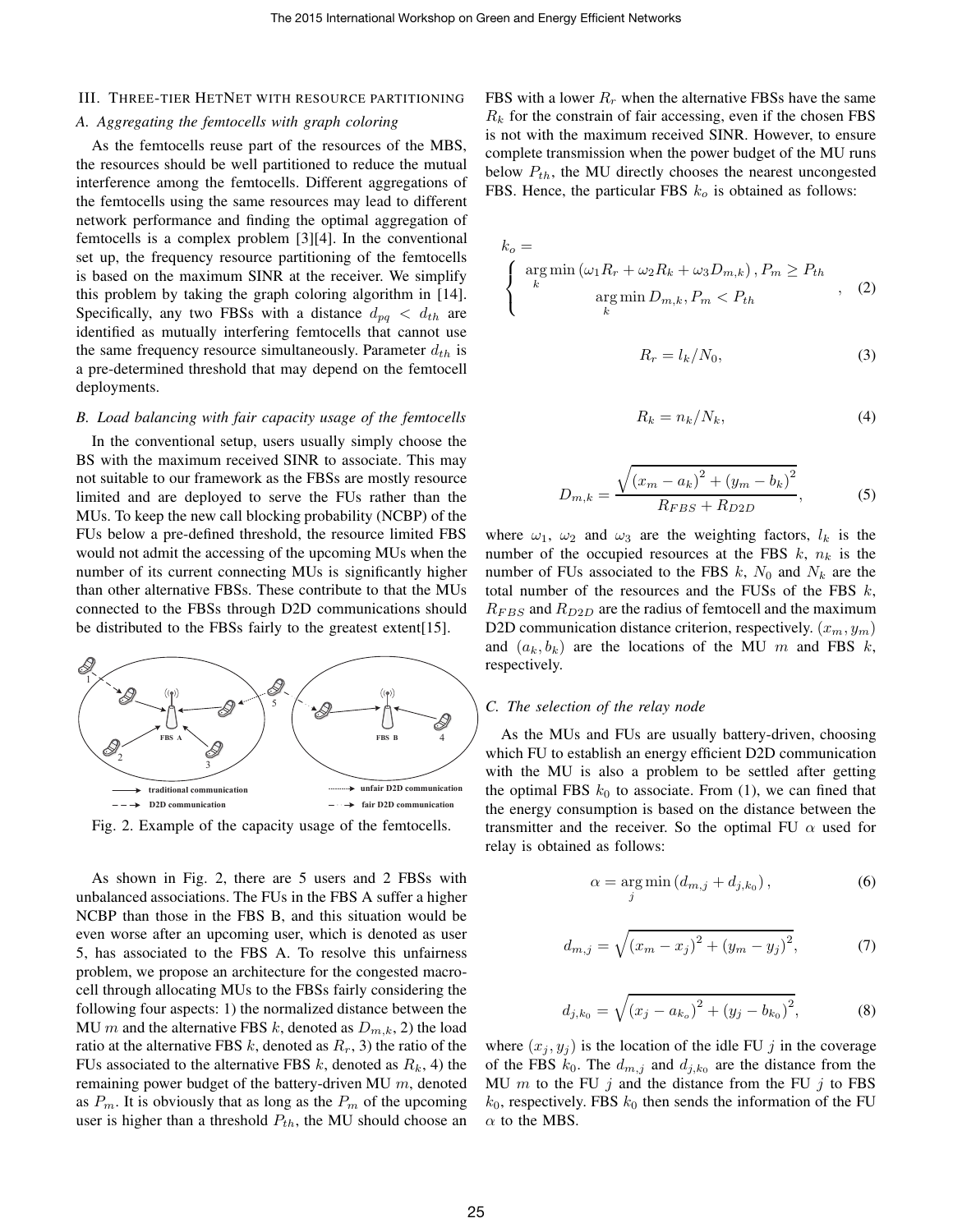## III. Three-tier HetNet with resource partitioning

### A. Aggregating the femtocells with graph coloring

As the femtocells reuse part of the resources of the MBS, the resources should be well partitioned to reduce the mutual interference among the femtocells. Different aggregations of the femtocells using the same resources may lead to different network performance and finding the optimal aggregation of femtocells is a complex problem [3][4]. In the conventional set up, the frequency resource partitioning of the femtocells is based on the maximum SINR at the receiver. We simplify this problem by taking the graph coloring algorithm in [14]. Specifically, any two FBSs with a distance $d_{pq} < d_{th}$ are identified as mutually interfering femtocells that cannot use the same frequency resource simultaneously. Parameter $d_{th}$ is a pre-determined threshold that may depend on the femtocell deployments.

### B. Load balancing with fair capacity usage of the femtocells

In the conventional setup, users usually simply choose the BS with the maximum received SINR to associate. This may not suitable to our framework as the FBSs are mostly resource limited and are deployed to serve the FUs rather than the MUs. To keep the new call blocking probability (NCBP) of the FUs below a pre-defined threshold, the resource limited FBS would not admit the accessing of the upcoming MUs when the number of its current connecting MUs is significantly higher than other alternative FBSs. These contribute to that the MUs connected to the FBSs through D2D communications should be distributed to the FBSs fairly to the greatest extent[15].

Fig. 2. Example of the capacity usage of the femtocells.

As shown in Fig. 2, there are 5 users and 2 FBSs with unbalanced associations. The FUs in the FBS A suffer a higher NCBP than those in the FBS B, and this situation would be even worse after an upcoming user, which is denoted as user 5, has associated to the FBS A. To resolve this unfairness problem, we propose an architecture for the congested macrocell through allocating MUs to the FBSs fairly considering the following four aspects: 1) the normalized distance between the MU $m$ and the alternative FBS $k$, denoted as $D_{m,k}$, 2) the load ratio at the alternative FBS $k$, denoted as $R_r$, 3) the ratio of the FUs associated to the alternative FBS $k$, denoted as $R_k$, 4) the remaining power budget of the battery-driven MU $m$, denoted as $P_m$. It is obviously that as long as the $P_m$ of the upcoming user is higher than a threshold $P_{th}$, the MU should choose an FBS with a lower $R_r$ when the alternative FBSs have the same $R_k$ for the constrain of fair accessing, even if the chosen FBS is not with the maximum received SINR. However, to ensure complete transmission when the power budget of the MU runs below $P_{th}$, the MU directly chooses the nearest uncongested FBS. Hence, the particular FBS $k_o$ is obtained as follows:

$$k_o = \begin{cases} \arg\min\limits_{k} \left(\omega_1 R_r + \omega_2 R_k + \omega_3 D_{m,k}\right), P_m \geq P_{th} \\ \arg\min\limits_{k} D_{m,k}, P_m < P_{th} \end{cases}, \quad (2)$$

$$R_r = l_k / N_0, \quad (3)$$

$$R_k = n_k / N_k, \quad (4)$$

$$D_{m,k} = \frac{\sqrt{\left(x_m - a_k\right)^2 + \left(y_m - b_k\right)^2}}{R_{FBS} + R_{D2D}}, \quad (5)$$

where $\omega_1$, $\omega_2$ and $\omega_3$ are the weighting factors, $l_k$ is the number of the occupied resources at the FBS $k$, $n_k$ is the number of FUs associated to the FBS $k$, $N_0$ and $N_k$ are the total number of the resources and the FUSs of the FBS $k$, $R_{FBS}$ and $R_{D2D}$ are the radius of femtocell and the maximum D2D communication distance criterion, respectively. $(x_m, y_m)$ and $(a_k, b_k)$ are the locations of the MU $m$ and FBS $k$, respectively.

### C. The selection of the relay node

As the MUs and FUs are usually battery-driven, choosing which FU to establish an energy efficient D2D communication with the MU is also a problem to be settled after getting the optimal FBS $k_0$ to associate. From (1), we can fined that the energy consumption is based on the distance between the transmitter and the receiver. So the optimal FU $\alpha$ used for relay is obtained as follows:

$$\alpha = \arg\min_{j} \left(d_{m,j} + d_{j,k_0}\right), \quad (6)$$

$$d_{m,j} = \sqrt{\left(x_m - x_j\right)^2 + \left(y_m - y_j\right)^2}, \quad (7)$$

$$d_{j,k_0} = \sqrt{\left(x_j - a_{k_o}\right)^2 + \left(y_j - b_{k_o}\right)^2}, \quad (8)$$

where $(x_j, y_j)$ is the location of the idle FU $j$ in the coverage of the FBS $k_0$. The $d_{m,j}$ and $d_{j,k_0}$ are the distance from the MU $m$ to the FU $j$ and the distance from the FU $j$ to FBS $k_0$, respectively. FBS $k_0$ then sends the information of the FU $\alpha$ to the MBS.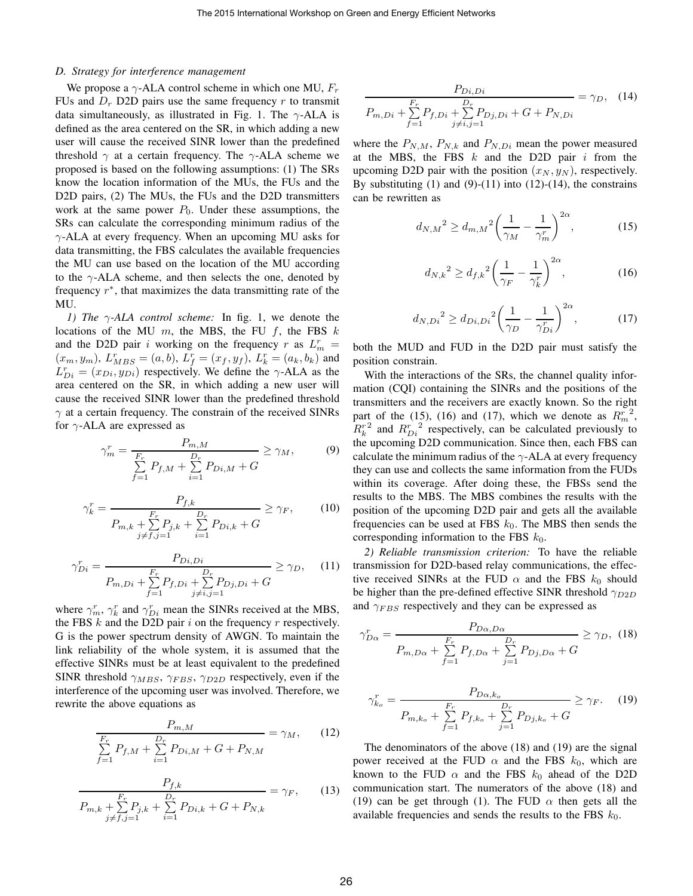### D. Strategy for interference management

We propose a $\gamma$-ALA control scheme in which one MU, $F_r$ FUs and $D_r$ D2D pairs use the same frequency $r$ to transmit data simultaneously, as illustrated in Fig. 1. The $\gamma$-ALA is defined as the area centered on the SR, in which adding a new user will cause the received SINR lower than the predefined threshold $\gamma$ at a certain frequency. The $\gamma$-ALA scheme we proposed is based on the following assumptions: (1) The SRs know the location information of the MUs, the FUs and the D2D pairs, (2) The MUs, the FUs and the D2D transmitters work at the same power $P_0$. Under these assumptions, the SRs can calculate the corresponding minimum radius of the $\gamma$-ALA at every frequency. When an upcoming MU asks for data transmitting, the FBS calculates the available frequencies the MU can use based on the location of the MU according to the $\gamma$-ALA scheme, and then selects the one, denoted by frequency $r^*$, that maximizes the data transmitting rate of the MU.

*1) The $\gamma$-ALA control scheme:* In fig. 1, we denote the locations of the MU $m$, the MBS, the FU $f$, the FBS $k$ and the D2D pair $i$ working on the frequency $r$ as $L_m^r = (x_m, y_m)$, $L_{MBS}^r = (a, b)$, $L_f^r = (x_f, y_f)$, $L_k^r = (a_k, b_k)$ and $L_{Di}^r = (x_{Di}, y_{Di})$ respectively. We define the $\gamma$-ALA as the area centered on the SR, in which adding a new user will cause the received SINR lower than the predefined threshold $\gamma$ at a certain frequency. The constrain of the received SINRs for $\gamma$-ALA are expressed as

$$\gamma_m^r = \frac{P_{m,M}}{\sum\limits_{f=1}^{F_r} P_{f,M} + \sum\limits_{i=1}^{D_r} P_{Di,M} + G} \geq \gamma_M, \quad (9)$$

$$\gamma_k^r = \frac{P_{f,k}}{P_{m,k} + \sum\limits_{j\neq f,j=1}^{F_r} P_{j,k} + \sum\limits_{i=1}^{D_r} P_{Di,k} + G} \geq \gamma_F, \quad (10)$$

$$\gamma_{Di}^r = \frac{P_{Di,Di}}{P_{m,Di} + \sum\limits_{f=1}^{F_r} P_{f,Di} + \sum\limits_{j\neq i,j=1}^{D_r} P_{Dj,Di} + G} \geq \gamma_D, \quad (11)$$

where $\gamma_m^r$, $\gamma_k^r$ and $\gamma_{Di}^r$ mean the SINRs received at the MBS, the FBS $k$ and the D2D pair $i$ on the frequency $r$ respectively. G is the power spectrum density of AWGN. To maintain the link reliability of the whole system, it is assumed that the effective SINRs must be at least equivalent to the predefined SINR threshold $\gamma_{MBS}$, $\gamma_{FBS}$, $\gamma_{D2D}$ respectively, even if the interference of the upcoming user was involved. Therefore, we rewrite the above equations as

$$\frac{P_{m,M}}{\sum\limits_{f=1}^{F_r} P_{f,M} + \sum\limits_{i=1}^{D_r} P_{Di,M} + G + P_{N,M}} = \gamma_M, \quad (12)$$

$$\frac{P_{f,k}}{P_{m,k} + \sum\limits_{j\neq f,j=1}^{F_r} P_{j,k} + \sum\limits_{i=1}^{D_r} P_{Di,k} + G + P_{N,k}} = \gamma_F, \quad (13)$$

$$\frac{P_{Di,Di}}{P_{m,Di} + \sum\limits_{f=1}^{F_r} P_{f,Di} + \sum\limits_{j\neq i,j=1}^{D_r} P_{Dj,Di} + G + P_{N,Di}} = \gamma_D, \quad (14)$$

where the $P_{N,M}$, $P_{N,k}$ and $P_{N,Di}$ mean the power measured at the MBS, the FBS $k$ and the D2D pair $i$ from the upcoming D2D pair with the position $(x_N, y_N)$, respectively. By substituting (1) and (9)-(11) into (12)-(14), the constrains can be rewritten as

$${d_{N,M}}^2 \geq {d_{m,M}}^2 \left( \frac{1}{\gamma_M} - \frac{1}{\gamma_m^r} \right)^{2\alpha}, \quad (15)$$

$${d_{N,k}}^2 \geq {d_{f,k}}^2 \left( \frac{1}{\gamma_F} - \frac{1}{\gamma_k^r} \right)^{2\alpha}, \quad (16)$$

$${d_{N,Di}}^2 \geq {d_{Di,Di}}^2 \left( \frac{1}{\gamma_D} - \frac{1}{\gamma_{Di}^r} \right)^{2\alpha}, \quad (17)$$

both the MUD and FUD in the D2D pair must satisfy the position constrain.

With the interactions of the SRs, the channel quality information (CQI) containing the SINRs and the positions of the transmitters and the receivers are exactly known. So the right part of the (15), (16) and (17), which we denote as ${R_m^r}^2$, ${R_k^r}^2$ and ${R_{Di}^r}^2$ respectively, can be calculated previously to the upcoming D2D communication. Since then, each FBS can calculate the minimum radius of the $\gamma$-ALA at every frequency they can use and collects the same information from the FUDs within its coverage. After doing these, the FBSs send the results to the MBS. The MBS combines the results with the position of the upcoming D2D pair and gets all the available frequencies can be used at FBS $k_0$. The MBS then sends the corresponding information to the FBS $k_0$.

*2) Reliable transmission criterion:* To have the reliable transmission for D2D-based relay communications, the effective received SINRs at the FUD $\alpha$ and the FBS $k_0$ should be higher than the pre-defined effective SINR threshold $\gamma_{D2D}$ and $\gamma_{FBS}$ respectively and they can be expressed as

$$\gamma_{D\alpha}^r = \frac{P_{D\alpha,D\alpha}}{P_{m,D\alpha} + \sum\limits_{f=1}^{F_r} P_{f,D\alpha} + \sum\limits_{j=1}^{D_r} P_{Dj,D\alpha} + G} \geq \gamma_D, \quad (18)$$

$$\gamma_{k_o}^r = \frac{P_{D\alpha,k_o}}{P_{m,k_o} + \sum\limits_{f=1}^{F_r} P_{f,k_o} + \sum\limits_{j=1}^{D_r} P_{Dj,k_o} + G} \geq \gamma_F. \quad (19)$$

The denominators of the above (18) and (19) are the signal power received at the FUD $\alpha$ and the FBS $k_0$, which are known to the FUD $\alpha$ and the FBS $k_0$ ahead of the D2D communication start. The numerators of the above (18) and (19) can be get through (1). The FUD $\alpha$ then gets all the available frequencies and sends the results to the FBS $k_0$.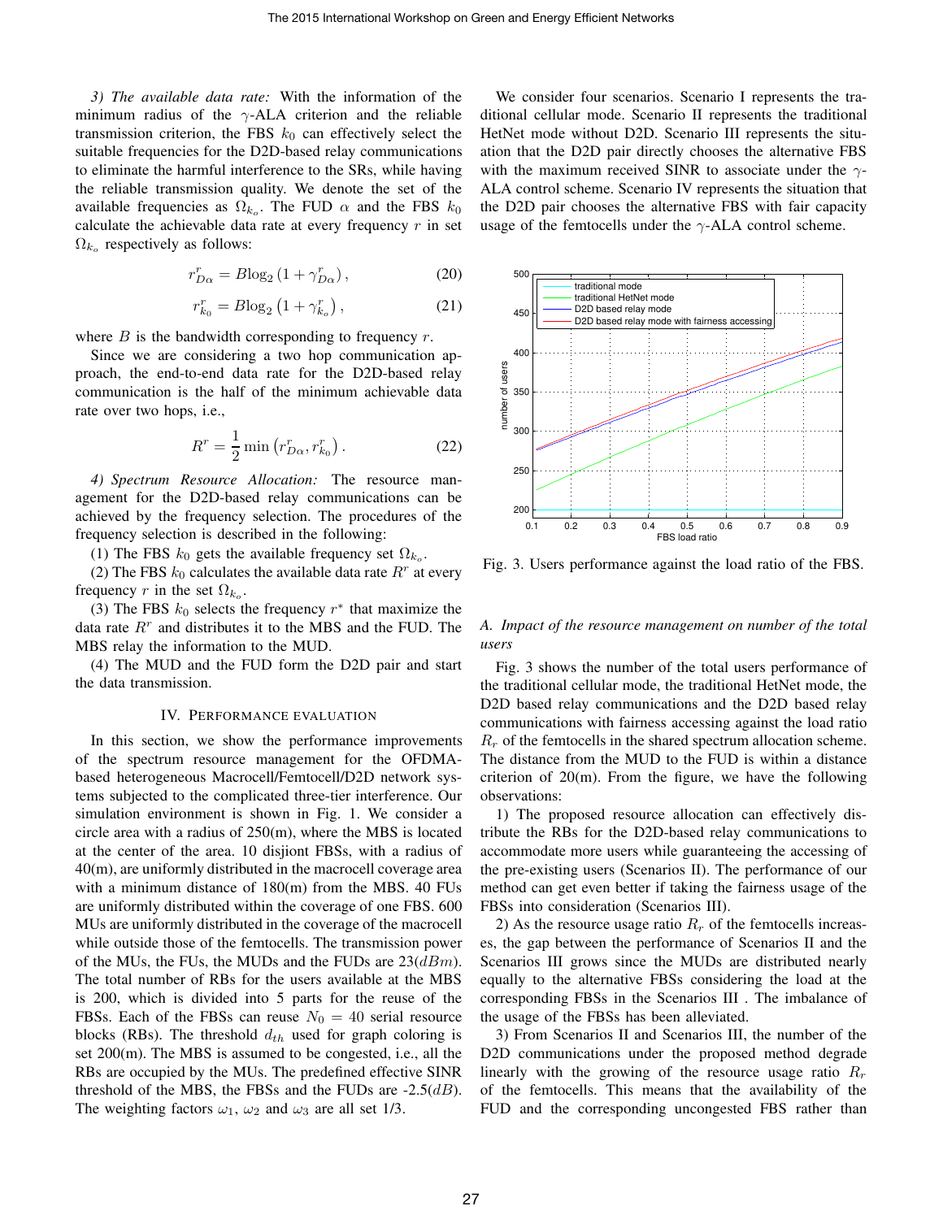*3) The available data rate:* With the information of the minimum radius of the $\gamma$-ALA criterion and the reliable transmission criterion, the FBS $k_0$ can effectively select the suitable frequencies for the D2D-based relay communications to eliminate the harmful interference to the SRs, while having the reliable transmission quality. We denote the set of the available frequencies as $\Omega_{k_o}$. The FUD $\alpha$ and the FBS $k_0$ calculate the achievable data rate at every frequency $r$ in set $\Omega_{k_o}$ respectively as follows:

$$r_{D\alpha}^{r} = B\log_2\left(1 + \gamma_{D\alpha}^{r}\right), \tag{20}$$

$$r_{k_0}^{r} = B\log_2\left(1 + \gamma_{k_o}^{r}\right), \tag{21}$$

where $B$ is the bandwidth corresponding to frequency $r$.

Since we are considering a two hop communication approach, the end-to-end data rate for the D2D-based relay communication is the half of the minimum achievable data rate over two hops, i.e.,

$$R^{r} = \frac{1}{2}\min\left(r_{D\alpha}^{r}, r_{k_0}^{r}\right). \tag{22}$$

*4) Spectrum Resource Allocation:* The resource management for the D2D-based relay communications can be achieved by the frequency selection. The procedures of the frequency selection is described in the following:

(1) The FBS $k_0$ gets the available frequency set $\Omega_{k_o}$.

(2) The FBS $k_0$ calculates the available data rate $R^r$ at every frequency $r$ in the set $\Omega_{k_o}$.

(3) The FBS $k_0$ selects the frequency $r^*$ that maximize the data rate $R^r$ and distributes it to the MBS and the FUD. The MBS relay the information to the MUD.

(4) The MUD and the FUD form the D2D pair and start the data transmission.

## IV. Performance Evaluation

In this section, we show the performance improvements of the spectrum resource management for the OFDMA-based heterogeneous Macrocell/Femtocell/D2D network systems subjected to the complicated three-tier interference. Our simulation environment is shown in Fig. 1. We consider a circle area with a radius of 250(m), where the MBS is located at the center of the area. 10 disjiont FBSs, with a radius of 40(m), are uniformly distributed in the macrocell coverage area with a minimum distance of 180(m) from the MBS. 40 FUs are uniformly distributed within the coverage of one FBS. 600 MUs are uniformly distributed in the coverage of the macrocell while outside those of the femtocells. The transmission power of the MUs, the FUs, the MUDs and the FUDs are $23(dBm)$. The total number of RBs for the users available at the MBS is 200, which is divided into 5 parts for the reuse of the FBSs. Each of the FBSs can reuse $N_0 = 40$ serial resource blocks (RBs). The threshold $d_{th}$ used for graph coloring is set 200(m). The MBS is assumed to be congested, i.e., all the RBs are occupied by the MUs. The predefined effective SINR threshold of the MBS, the FBSs and the FUDs are -2.5$(dB)$. The weighting factors $\omega_1$, $\omega_2$ and $\omega_3$ are all set 1/3.

We consider four scenarios. Scenario I represents the traditional cellular mode. Scenario II represents the traditional HetNet mode without D2D. Scenario III represents the situation that the D2D pair directly chooses the alternative FBS with the maximum received SINR to associate under the $\gamma$-ALA control scheme. Scenario IV represents the situation that the D2D pair chooses the alternative FBS with fair capacity usage of the femtocells under the $\gamma$-ALA control scheme.

Fig. 3. Users performance against the load ratio of the FBS.

### A. Impact of the resource management on number of the total users

Fig. 3 shows the number of the total users performance of the traditional cellular mode, the traditional HetNet mode, the D2D based relay communications and the D2D based relay communications with fairness accessing against the load ratio $R_r$ of the femtocells in the shared spectrum allocation scheme. The distance from the MUD to the FUD is within a distance criterion of 20(m). From the figure, we have the following observations:

1) The proposed resource allocation can effectively distribute the RBs for the D2D-based relay communications to accommodate more users while guaranteeing the accessing of the pre-existing users (Scenarios II). The performance of our method can get even better if taking the fairness usage of the FBSs into consideration (Scenarios III).

2) As the resource usage ratio $R_r$ of the femtocells increases, the gap between the performance of Scenarios II and the Scenarios III grows since the MUDs are distributed nearly equally to the alternative FBSs considering the load at the corresponding FBSs in the Scenarios III . The imbalance of the usage of the FBSs has been alleviated.

3) From Scenarios II and Scenarios III, the number of the D2D communications under the proposed method degrade linearly with the growing of the resource usage ratio $R_r$ of the femtocells. This means that the availability of the FUD and the corresponding uncongested FBS rather than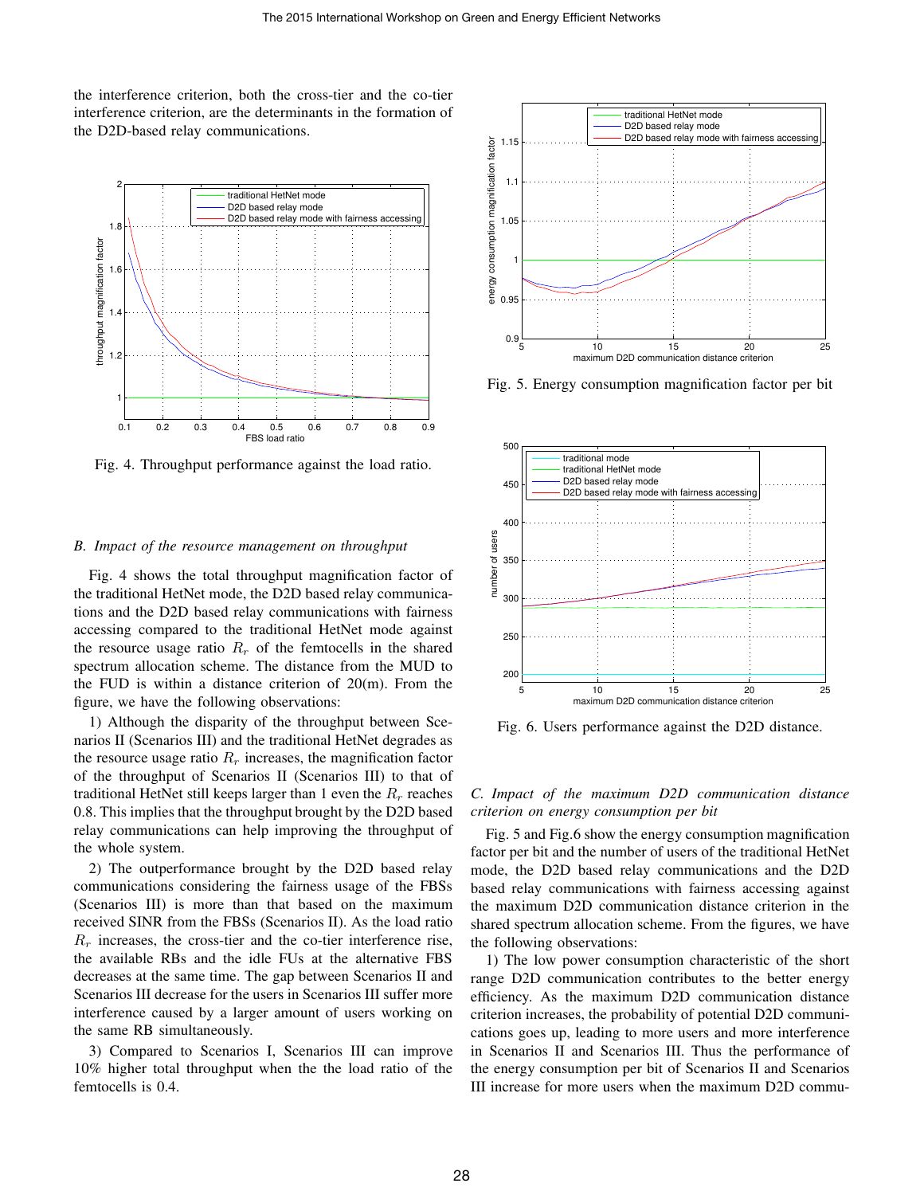the interference criterion, both the cross-tier and the co-tier interference criterion, are the determinants in the formation of the D2D-based relay communications.

Fig. 4. Throughput performance against the load ratio.

### *B. Impact of the resource management on throughput*

Fig. 4 shows the total throughput magnification factor of the traditional HetNet mode, the D2D based relay communications and the D2D based relay communications with fairness accessing compared to the traditional HetNet mode against the resource usage ratio $R_r$ of the femtocells in the shared spectrum allocation scheme. The distance from the MUD to the FUD is within a distance criterion of 20(m). From the figure, we have the following observations:

1) Although the disparity of the throughput between Scenarios II (Scenarios III) and the traditional HetNet degrades as the resource usage ratio $R_r$ increases, the magnification factor of the throughput of Scenarios II (Scenarios III) to that of traditional HetNet still keeps larger than 1 even the $R_r$ reaches 0.8. This implies that the throughput brought by the D2D based relay communications can help improving the throughput of the whole system.

2) The outperformance brought by the D2D based relay communications considering the fairness usage of the FBSs (Scenarios III) is more than that based on the maximum received SINR from the FBSs (Scenarios II). As the load ratio $R_r$ increases, the cross-tier and the co-tier interference rise, the available RBs and the idle FUs at the alternative FBS decreases at the same time. The gap between Scenarios II and Scenarios III decrease for the users in Scenarios III suffer more interference caused by a larger amount of users working on the same RB simultaneously.

3) Compared to Scenarios I, Scenarios III can improve 10% higher total throughput when the the load ratio of the femtocells is 0.4.

Fig. 5. Energy consumption magnification factor per bit

Fig. 6. Users performance against the D2D distance.

### *C. Impact of the maximum D2D communication distance criterion on energy consumption per bit*

Fig. 5 and Fig.6 show the energy consumption magnification factor per bit and the number of users of the traditional HetNet mode, the D2D based relay communications and the D2D based relay communications with fairness accessing against the maximum D2D communication distance criterion in the shared spectrum allocation scheme. From the figures, we have the following observations:

1) The low power consumption characteristic of the short range D2D communication contributes to the better energy efficiency. As the maximum D2D communication distance criterion increases, the probability of potential D2D communications goes up, leading to more users and more interference in Scenarios II and Scenarios III. Thus the performance of the energy consumption per bit of Scenarios II and Scenarios III increase for more users when the maximum D2D commu-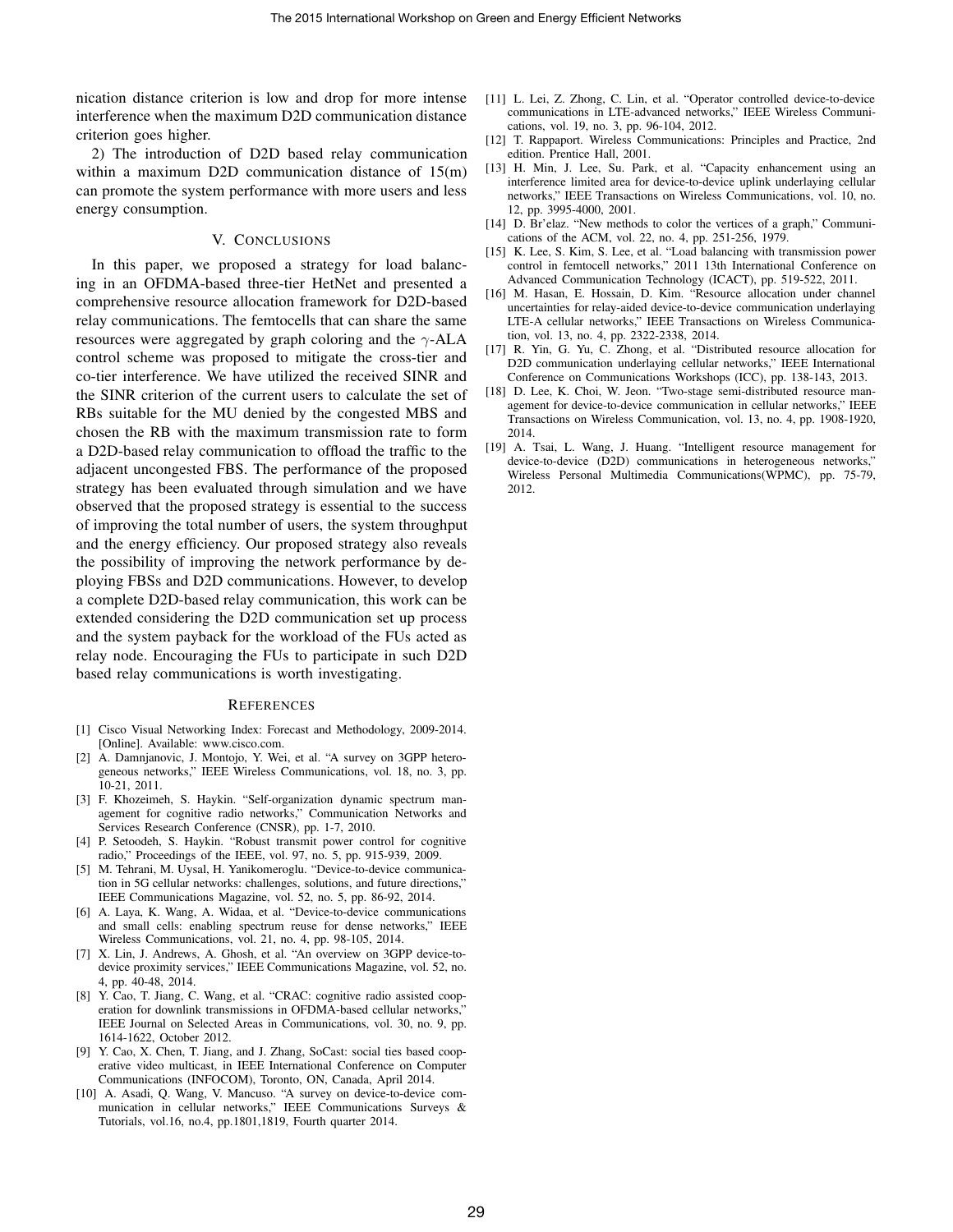nication distance criterion is low and drop for more intense interference when the maximum D2D communication distance criterion goes higher.

2) The introduction of D2D based relay communication within a maximum D2D communication distance of 15(m) can promote the system performance with more users and less energy consumption.

## V. Conclusions

In this paper, we proposed a strategy for load balancing in an OFDMA-based three-tier HetNet and presented a comprehensive resource allocation framework for D2D-based relay communications. The femtocells that can share the same resources were aggregated by graph coloring and the $\gamma$-ALA control scheme was proposed to mitigate the cross-tier and co-tier interference. We have utilized the received SINR and the SINR criterion of the current users to calculate the set of RBs suitable for the MU denied by the congested MBS and chosen the RB with the maximum transmission rate to form a D2D-based relay communication to offload the traffic to the adjacent uncongested FBS. The performance of the proposed strategy has been evaluated through simulation and we have observed that the proposed strategy is essential to the success of improving the total number of users, the system throughput and the energy efficiency. Our proposed strategy also reveals the possibility of improving the network performance by deploying FBSs and D2D communications. However, to develop a complete D2D-based relay communication, this work can be extended considering the D2D communication set up process and the system payback for the workload of the FUs acted as relay node. Encouraging the FUs to participate in such D2D based relay communications is worth investigating.

## References

[1] Cisco Visual Networking Index: Forecast and Methodology, 2009-2014. [Online]. Available: www.cisco.com.

[2] A. Damnjanovic, J. Montojo, Y. Wei, et al. "A survey on 3GPP heterogeneous networks," IEEE Wireless Communications, vol. 18, no. 3, pp. 10-21, 2011.

[3] F. Khozeimeh, S. Haykin. "Self-organization dynamic spectrum management for cognitive radio networks," Communication Networks and Services Research Conference (CNSR), pp. 1-7, 2010.

[4] P. Setoodeh, S. Haykin. "Robust transmit power control for cognitive radio," Proceedings of the IEEE, vol. 97, no. 5, pp. 915-939, 2009.

[5] M. Tehrani, M. Uysal, H. Yanikomeroglu. "Device-to-device communication in 5G cellular networks: challenges, solutions, and future directions," IEEE Communications Magazine, vol. 52, no. 5, pp. 86-92, 2014.

[6] A. Laya, K. Wang, A. Widaa, et al. "Device-to-device communications and small cells: enabling spectrum reuse for dense networks," IEEE Wireless Communications, vol. 21, no. 4, pp. 98-105, 2014.

[7] X. Lin, J. Andrews, A. Ghosh, et al. "An overview on 3GPP device-to-device proximity services," IEEE Communications Magazine, vol. 52, no. 4, pp. 40-48, 2014.

[8] Y. Cao, T. Jiang, C. Wang, et al. "CRAC: cognitive radio assisted cooperation for downlink transmissions in OFDMA-based cellular networks," IEEE Journal on Selected Areas in Communications, vol. 30, no. 9, pp. 1614-1622, October 2012.

[9] Y. Cao, X. Chen, T. Jiang, and J. Zhang, SoCast: social ties based cooperative video multicast, in IEEE International Conference on Computer Communications (INFOCOM), Toronto, ON, Canada, April 2014.

[10] A. Asadi, Q. Wang, V. Mancuso. "A survey on device-to-device communication in cellular networks," IEEE Communications Surveys & Tutorials, vol.16, no.4, pp.1801,1819, Fourth quarter 2014.

[11] L. Lei, Z. Zhong, C. Lin, et al. "Operator controlled device-to-device communications in LTE-advanced networks," IEEE Wireless Communications, vol. 19, no. 3, pp. 96-104, 2012.

[12] T. Rappaport. Wireless Communications: Principles and Practice, 2nd edition. Prentice Hall, 2001.

[13] H. Min, J. Lee, Su. Park, et al. "Capacity enhancement using an interference limited area for device-to-device uplink underlaying cellular networks," IEEE Transactions on Wireless Communications, vol. 10, no. 12, pp. 3995-4000, 2001.

[14] D. Br'elaz. "New methods to color the vertices of a graph," Communications of the ACM, vol. 22, no. 4, pp. 251-256, 1979.

[15] K. Lee, S. Kim, S. Lee, et al. "Load balancing with transmission power control in femtocell networks," 2011 13th International Conference on Advanced Communication Technology (ICACT), pp. 519-522, 2011.

[16] M. Hasan, E. Hossain, D. Kim. "Resource allocation under channel uncertainties for relay-aided device-to-device communication underlaying LTE-A cellular networks," IEEE Transactions on Wireless Communication, vol. 13, no. 4, pp. 2322-2338, 2014.

[17] R. Yin, G. Yu, C. Zhong, et al. "Distributed resource allocation for D2D communication underlaying cellular networks," IEEE International Conference on Communications Workshops (ICC), pp. 138-143, 2013.

[18] D. Lee, K. Choi, W. Jeon. "Two-stage semi-distributed resource management for device-to-device communication in cellular networks," IEEE Transactions on Wireless Communication, vol. 13, no. 4, pp. 1908-1920, 2014.

[19] A. Tsai, L. Wang, J. Huang. "Intelligent resource management for device-to-device (D2D) communications in heterogeneous networks," Wireless Personal Multimedia Communications(WPMC), pp. 75-79, 2012.